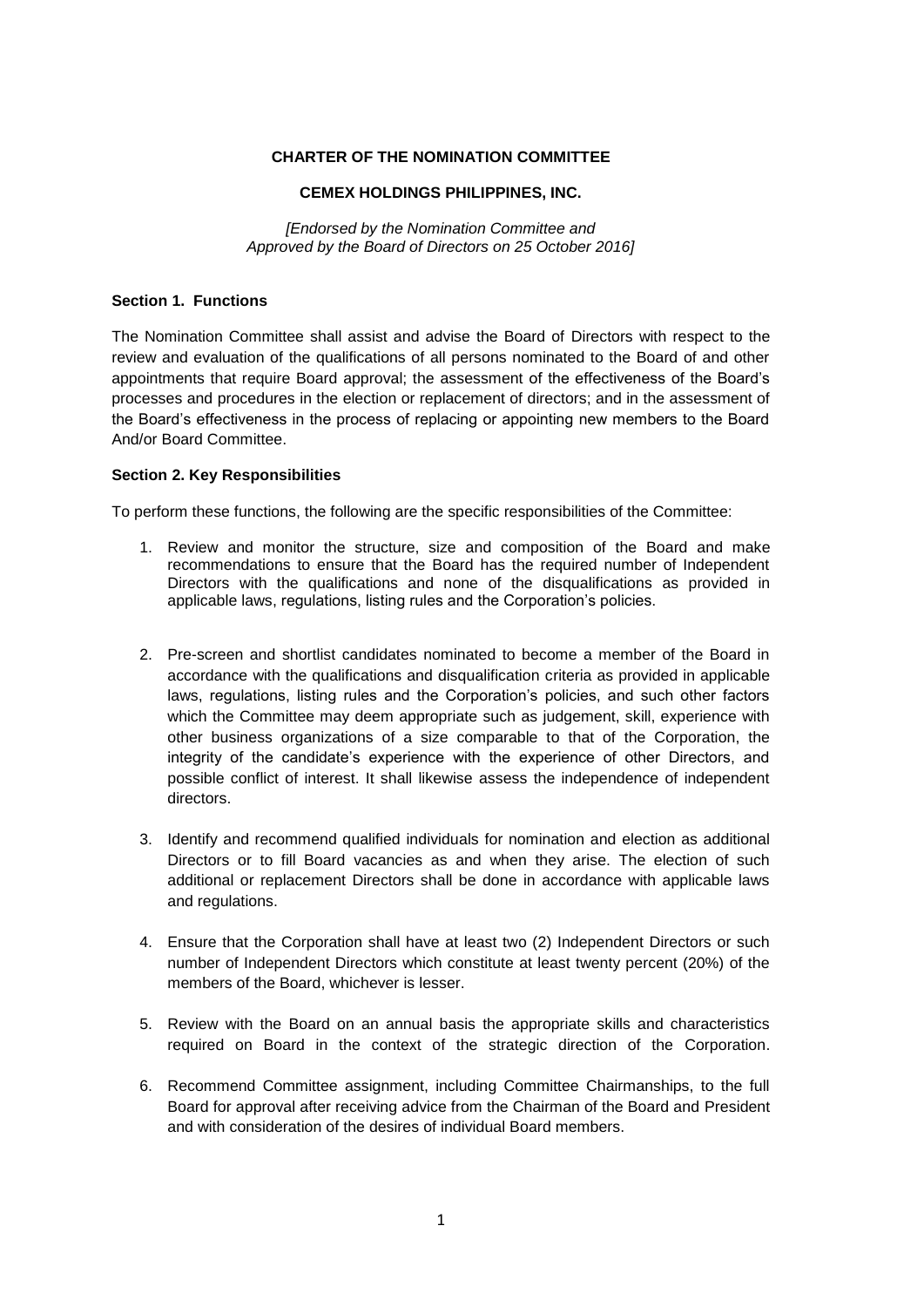**CHARTER OF THE NOMINATION COMMITTEE**

**CEMEX HOLDINGS PHILIPPINES, INC.**

*[Endorsed by the Nomination Committee and Approved by the Board of Directors on 25 October 2016]*

**Section 1. Functions**

The Nomination Committee shall assist and advise the Board of Directors with respect to the review and evaluation of the qualifications of all persons nominated to the Board of and other appointments that require Board approval; the assessment of the effectiveness of the Board's processes and procedures in the election or replacement of directors; and in the assessment of the Board's effectiveness in the process of replacing or appointing new members to the Board And/or Board Committee.

**Section 2. Key Responsibilities**

To perform these functions, the following are the specific responsibilities of the Committee:

1. Review and monitor the structure, size and composition of the Board and make recommendations to ensure that the Board has the required number of Independent Directors with the qualifications and none of the disqualifications as provided in applicable laws, regulations, listing rules and the Corporation's policies.

2. Pre-screen and shortlist candidates nominated to become a member of the Board in accordance with the qualifications and disqualification criteria as provided in applicable laws, regulations, listing rules and the Corporation's policies, and such other factors which the Committee may deem appropriate such as judgement, skill, experience with other business organizations of a size comparable to that of the Corporation, the integrity of the candidate's experience with the experience of other Directors, and possible conflict of interest. It shall likewise assess the independence of independent directors.

3. Identify and recommend qualified individuals for nomination and election as additional Directors or to fill Board vacancies as and when they arise. The election of such additional or replacement Directors shall be done in accordance with applicable laws and regulations.

4. Ensure that the Corporation shall have at least two (2) Independent Directors or such number of Independent Directors which constitute at least twenty percent (20%) of the members of the Board, whichever is lesser.

5. Review with the Board on an annual basis the appropriate skills and characteristics required on Board in the context of the strategic direction of the Corporation.

6. Recommend Committee assignment, including Committee Chairmanships, to the full Board for approval after receiving advice from the Chairman of the Board and President and with consideration of the desires of individual Board members.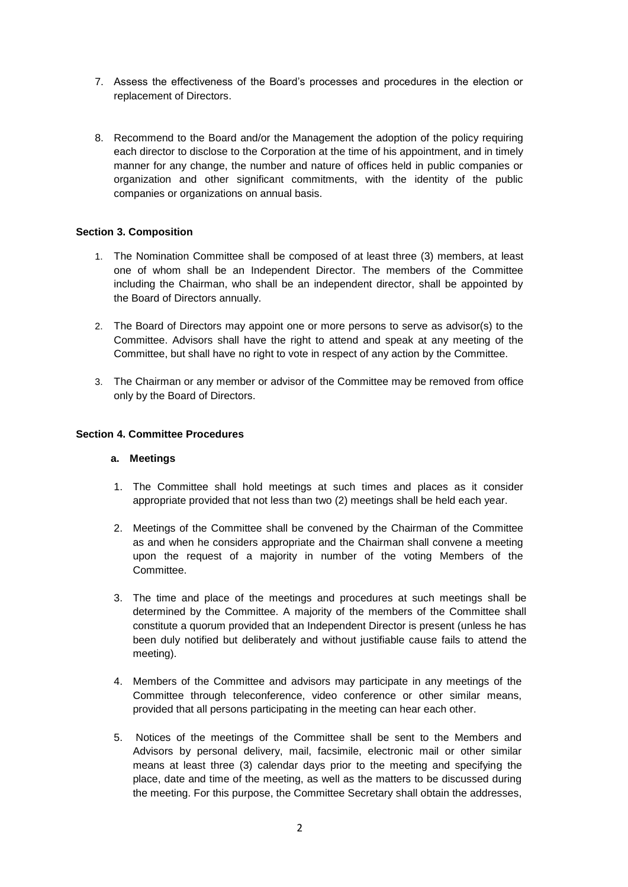7. Assess the effectiveness of the Board's processes and procedures in the election or replacement of Directors.

8. Recommend to the Board and/or the Management the adoption of the policy requiring each director to disclose to the Corporation at the time of his appointment, and in timely manner for any change, the number and nature of offices held in public companies or organization and other significant commitments, with the identity of the public companies or organizations on annual basis.

**Section 3. Composition**

1. The Nomination Committee shall be composed of at least three (3) members, at least one of whom shall be an Independent Director. The members of the Committee including the Chairman, who shall be an independent director, shall be appointed by the Board of Directors annually.

2. The Board of Directors may appoint one or more persons to serve as advisor(s) to the Committee. Advisors shall have the right to attend and speak at any meeting of the Committee, but shall have no right to vote in respect of any action by the Committee.

3. The Chairman or any member or advisor of the Committee may be removed from office only by the Board of Directors.

**Section 4. Committee Procedures**

**a. Meetings**

1. The Committee shall hold meetings at such times and places as it consider appropriate provided that not less than two (2) meetings shall be held each year.

2. Meetings of the Committee shall be convened by the Chairman of the Committee as and when he considers appropriate and the Chairman shall convene a meeting upon the request of a majority in number of the voting Members of the Committee.

3. The time and place of the meetings and procedures at such meetings shall be determined by the Committee. A majority of the members of the Committee shall constitute a quorum provided that an Independent Director is present (unless he has been duly notified but deliberately and without justifiable cause fails to attend the meeting).

4. Members of the Committee and advisors may participate in any meetings of the Committee through teleconference, video conference or other similar means, provided that all persons participating in the meeting can hear each other.

5. Notices of the meetings of the Committee shall be sent to the Members and Advisors by personal delivery, mail, facsimile, electronic mail or other similar means at least three (3) calendar days prior to the meeting and specifying the place, date and time of the meeting, as well as the matters to be discussed during the meeting. For this purpose, the Committee Secretary shall obtain the addresses,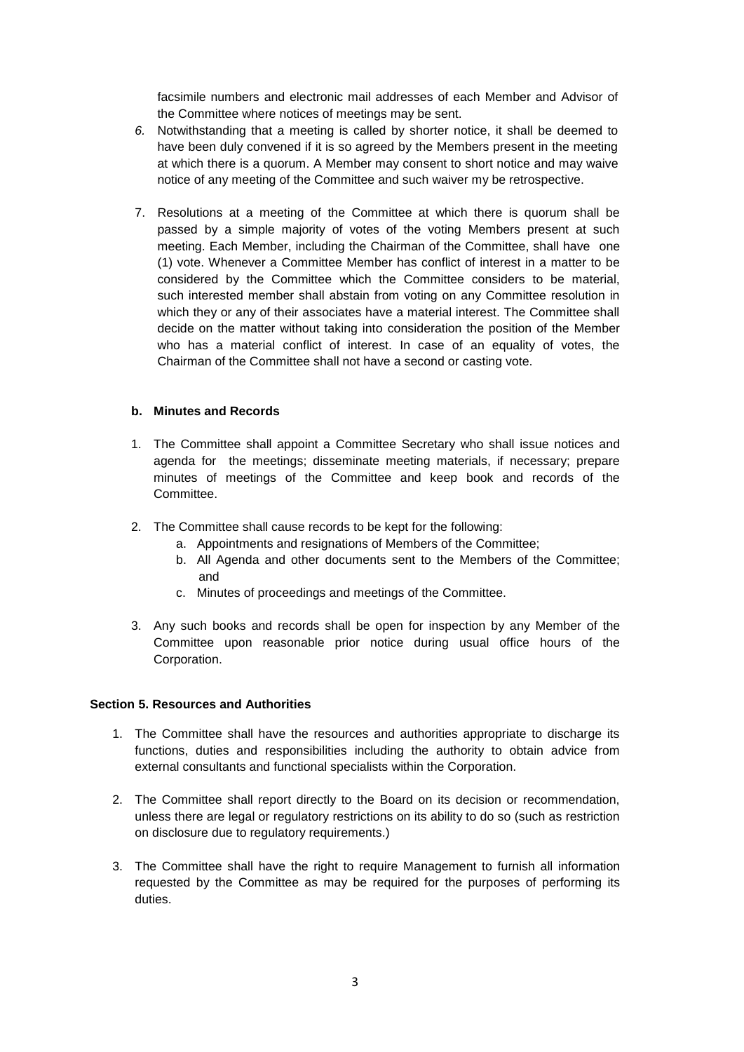facsimile numbers and electronic mail addresses of each Member and Advisor of the Committee where notices of meetings may be sent.

6. Notwithstanding that a meeting is called by shorter notice, it shall be deemed to have been duly convened if it is so agreed by the Members present in the meeting at which there is a quorum. A Member may consent to short notice and may waive notice of any meeting of the Committee and such waiver my be retrospective.

7. Resolutions at a meeting of the Committee at which there is quorum shall be passed by a simple majority of votes of the voting Members present at such meeting. Each Member, including the Chairman of the Committee, shall have one (1) vote. Whenever a Committee Member has conflict of interest in a matter to be considered by the Committee which the Committee considers to be material, such interested member shall abstain from voting on any Committee resolution in which they or any of their associates have a material interest. The Committee shall decide on the matter without taking into consideration the position of the Member who has a material conflict of interest. In case of an equality of votes, the Chairman of the Committee shall not have a second or casting vote.

**b. Minutes and Records**

1. The Committee shall appoint a Committee Secretary who shall issue notices and agenda for the meetings; disseminate meeting materials, if necessary; prepare minutes of meetings of the Committee and keep book and records of the Committee.

2. The Committee shall cause records to be kept for the following:
   a. Appointments and resignations of Members of the Committee;
   b. All Agenda and other documents sent to the Members of the Committee; and
   c. Minutes of proceedings and meetings of the Committee.

3. Any such books and records shall be open for inspection by any Member of the Committee upon reasonable prior notice during usual office hours of the Corporation.

**Section 5. Resources and Authorities**

1. The Committee shall have the resources and authorities appropriate to discharge its functions, duties and responsibilities including the authority to obtain advice from external consultants and functional specialists within the Corporation.

2. The Committee shall report directly to the Board on its decision or recommendation, unless there are legal or regulatory restrictions on its ability to do so (such as restriction on disclosure due to regulatory requirements.)

3. The Committee shall have the right to require Management to furnish all information requested by the Committee as may be required for the purposes of performing its duties.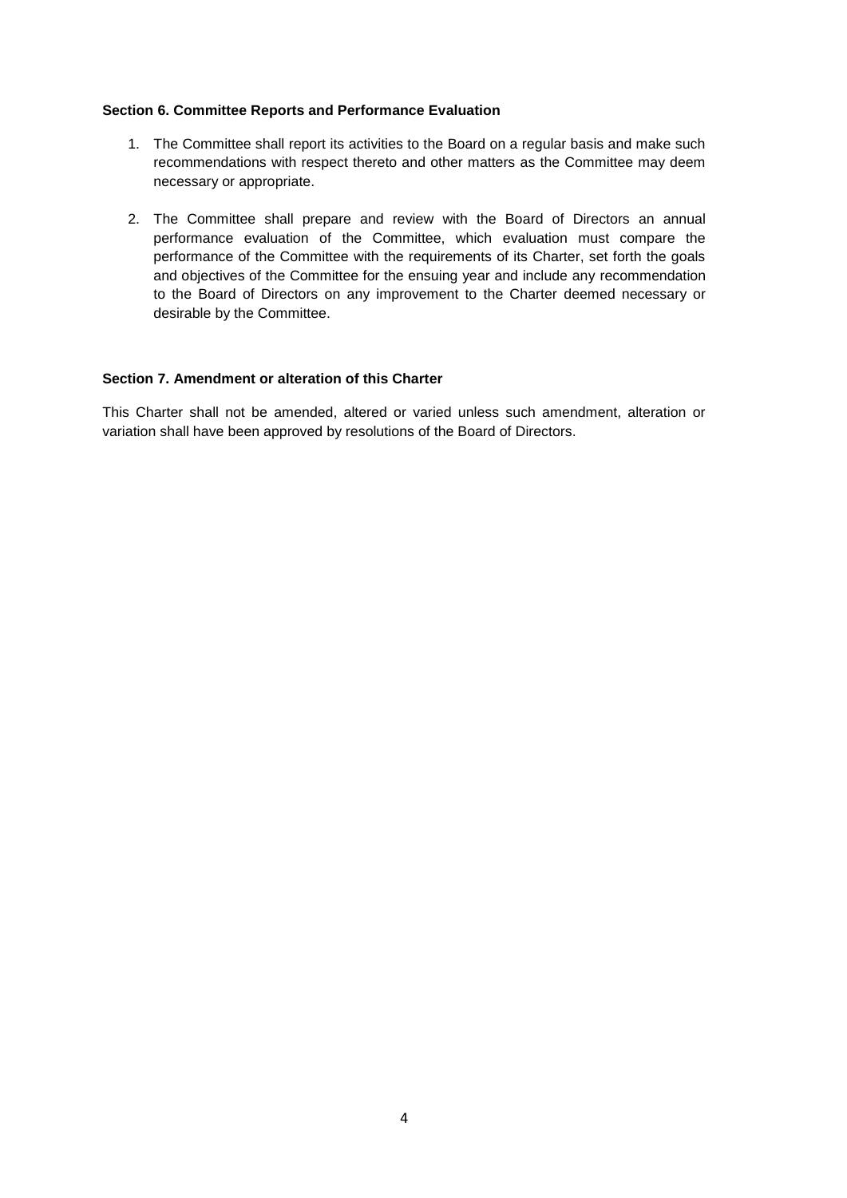**Section 6. Committee Reports and Performance Evaluation**

1. The Committee shall report its activities to the Board on a regular basis and make such recommendations with respect thereto and other matters as the Committee may deem necessary or appropriate.

2. The Committee shall prepare and review with the Board of Directors an annual performance evaluation of the Committee, which evaluation must compare the performance of the Committee with the requirements of its Charter, set forth the goals and objectives of the Committee for the ensuing year and include any recommendation to the Board of Directors on any improvement to the Charter deemed necessary or desirable by the Committee.

**Section 7. Amendment or alteration of this Charter**

This Charter shall not be amended, altered or varied unless such amendment, alteration or variation shall have been approved by resolutions of the Board of Directors.